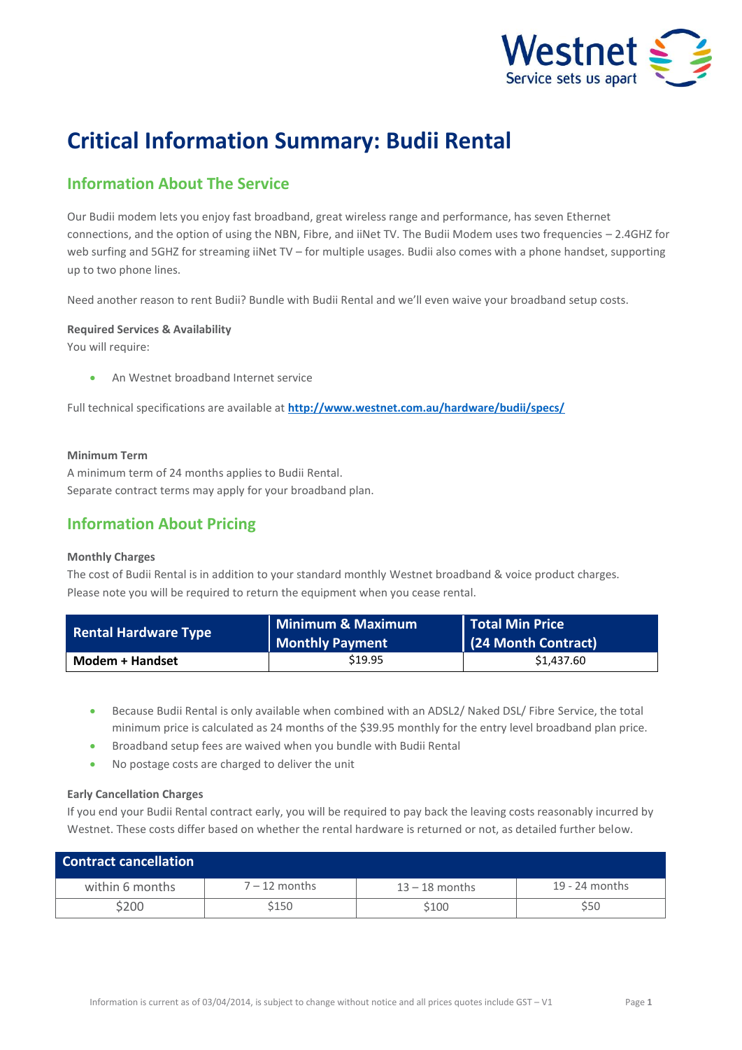# Critical Information Summary: Budii Rental

## Information About The Service

Our Budii modem lets you enjoy fast broadband, great wireless range and performance, has seven Ethernet connections, and the option of using the NBN, Fibre, and iiNet TV. The Budii Modem uses two frequencies – 2.4GHZ for web surfing and 5GHZ for streaming iiNet TV – for multiple usages. Budii also comes with a phone handset, supporting up to two phone lines.

Need another reason to rent Budii? Bundle with Budii Rental and we'll even waive your broadband setup costs.

### Required Services & Availability

You will require:

- An Westnet broadband Internet service

Full technical specifications are available at **http://www.westnet.com.au/hardware/budii/specs/**

### Minimum Term

A minimum term of 24 months applies to Budii Rental.
Separate contract terms may apply for your broadband plan.

## Information About Pricing

### Monthly Charges

The cost of Budii Rental is in addition to your standard monthly Westnet broadband & voice product charges. Please note you will be required to return the equipment when you cease rental.

| Rental Hardware Type | Minimum & Maximum Monthly Payment | Total Min Price (24 Month Contract) |
|---|---|---|
| **Modem + Handset** | $19.95 | $1,437.60 |

- Because Budii Rental is only available when combined with an ADSL2/ Naked DSL/ Fibre Service, the total minimum price is calculated as 24 months of the $39.95 monthly for the entry level broadband plan price.
- Broadband setup fees are waived when you bundle with Budii Rental
- No postage costs are charged to deliver the unit

### Early Cancellation Charges

If you end your Budii Rental contract early, you will be required to pay back the leaving costs reasonably incurred by Westnet. These costs differ based on whether the rental hardware is returned or not, as detailed further below.

| Contract cancellation | | | |
|---|---|---|---|
| within 6 months | 7 – 12 months | 13 – 18 months | 19 - 24 months |
| $200 | $150 | $100 | $50 |

Information is current as of 03/04/2014, is subject to change without notice and all prices quotes include GST – V1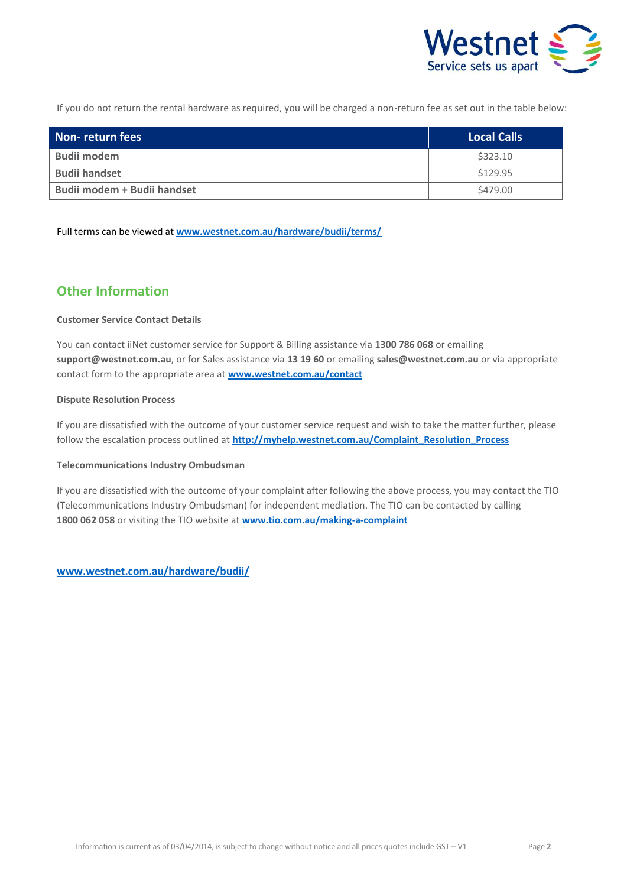If you do not return the rental hardware as required, you will be charged a non-return fee as set out in the table below:

| Non- return fees | Local Calls |
|---|---|
| Budii modem | $323.10 |
| Budii handset | $129.95 |
| Budii modem + Budii handset | $479.00 |

Full terms can be viewed at **www.westnet.com.au/hardware/budii/terms/**

## Other Information

**Customer Service Contact Details**

You can contact iiNet customer service for Support & Billing assistance via **1300 786 068** or emailing **support@westnet.com.au**, or for Sales assistance via **13 19 60** or emailing **sales@westnet.com.au** or via appropriate contact form to the appropriate area at **www.westnet.com.au/contact**

**Dispute Resolution Process**

If you are dissatisfied with the outcome of your customer service request and wish to take the matter further, please follow the escalation process outlined at **http://myhelp.westnet.com.au/Complaint_Resolution_Process**

**Telecommunications Industry Ombudsman**

If you are dissatisfied with the outcome of your complaint after following the above process, you may contact the TIO (Telecommunications Industry Ombudsman) for independent mediation. The TIO can be contacted by calling **1800 062 058** or visiting the TIO website at **www.tio.com.au/making-a-complaint**

**www.westnet.com.au/hardware/budii/**

Information is current as of 03/04/2014, is subject to change without notice and all prices quotes include GST – V1